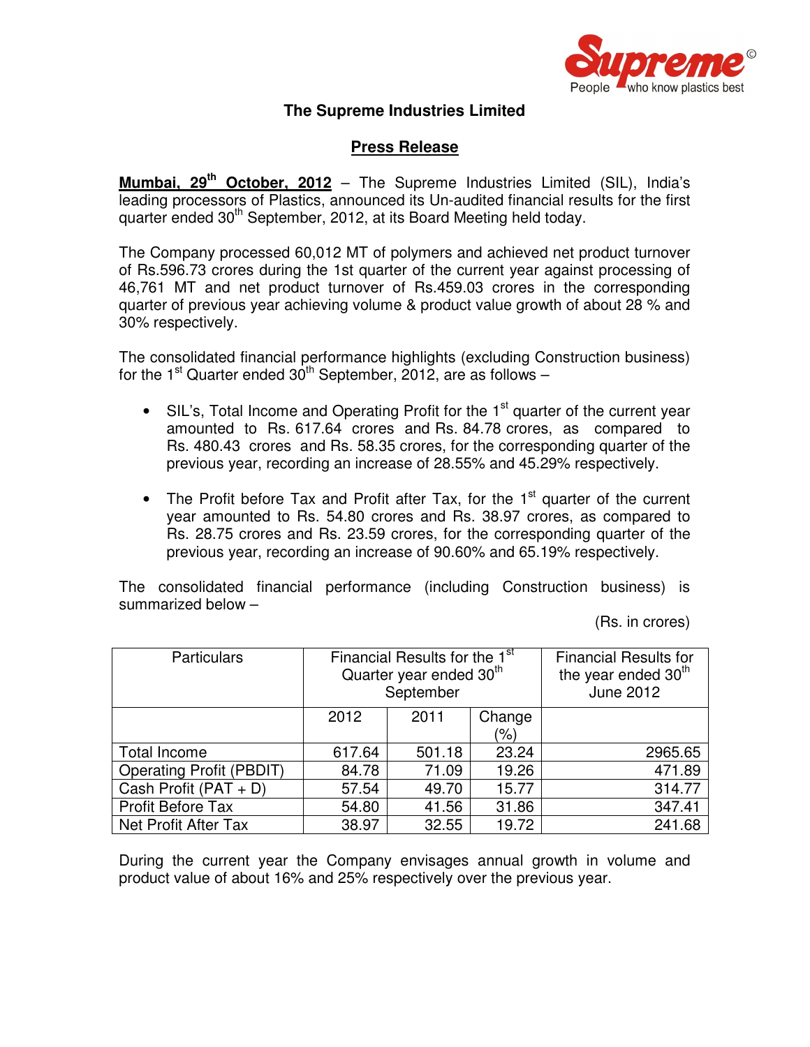# The Supreme Industries Limited

## Press Release

**Mumbai, 29th October, 2012** – The Supreme Industries Limited (SIL), India's leading processors of Plastics, announced its Un-audited financial results for the first quarter ended 30th September, 2012, at its Board Meeting held today.

The Company processed 60,012 MT of polymers and achieved net product turnover of Rs.596.73 crores during the 1st quarter of the current year against processing of 46,761 MT and net product turnover of Rs.459.03 crores in the corresponding quarter of previous year achieving volume & product value growth of about 28 % and 30% respectively.

The consolidated financial performance highlights (excluding Construction business) for the 1st Quarter ended 30th September, 2012, are as follows –

- SIL's, Total Income and Operating Profit for the 1st quarter of the current year amounted to Rs. 617.64 crores and Rs. 84.78 crores, as compared to Rs. 480.43 crores and Rs. 58.35 crores, for the corresponding quarter of the previous year, recording an increase of 28.55% and 45.29% respectively.
- The Profit before Tax and Profit after Tax, for the 1st quarter of the current year amounted to Rs. 54.80 crores and Rs. 38.97 crores, as compared to Rs. 28.75 crores and Rs. 23.59 crores, for the corresponding quarter of the previous year, recording an increase of 90.60% and 65.19% respectively.

The consolidated financial performance (including Construction business) is summarized below –

(Rs. in crores)

| Particulars | Financial Results for the 1st Quarter year ended 30th September | | | Financial Results for the year ended 30th June 2012 |
|---|---|---|---|---|
| | 2012 | 2011 | Change (%) | |
| Total Income | 617.64 | 501.18 | 23.24 | 2965.65 |
| Operating Profit (PBDIT) | 84.78 | 71.09 | 19.26 | 471.89 |
| Cash Profit (PAT + D) | 57.54 | 49.70 | 15.77 | 314.77 |
| Profit Before Tax | 54.80 | 41.56 | 31.86 | 347.41 |
| Net Profit After Tax | 38.97 | 32.55 | 19.72 | 241.68 |

During the current year the Company envisages annual growth in volume and product value of about 16% and 25% respectively over the previous year.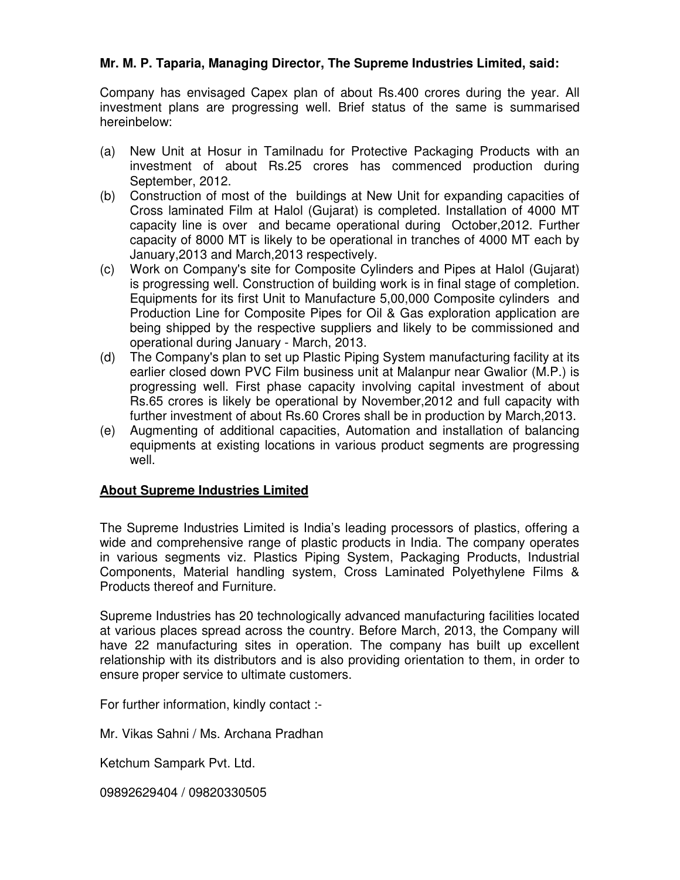**Mr. M. P. Taparia, Managing Director, The Supreme Industries Limited, said:**

Company has envisaged Capex plan of about Rs.400 crores during the year. All investment plans are progressing well. Brief status of the same is summarised hereinbelow:

(a) New Unit at Hosur in Tamilnadu for Protective Packaging Products with an investment of about Rs.25 crores has commenced production during September, 2012.

(b) Construction of most of the buildings at New Unit for expanding capacities of Cross laminated Film at Halol (Gujarat) is completed. Installation of 4000 MT capacity line is over and became operational during October,2012. Further capacity of 8000 MT is likely to be operational in tranches of 4000 MT each by January,2013 and March,2013 respectively.

(c) Work on Company's site for Composite Cylinders and Pipes at Halol (Gujarat) is progressing well. Construction of building work is in final stage of completion. Equipments for its first Unit to Manufacture 5,00,000 Composite cylinders and Production Line for Composite Pipes for Oil & Gas exploration application are being shipped by the respective suppliers and likely to be commissioned and operational during January - March, 2013.

(d) The Company's plan to set up Plastic Piping System manufacturing facility at its earlier closed down PVC Film business unit at Malanpur near Gwalior (M.P.) is progressing well. First phase capacity involving capital investment of about Rs.65 crores is likely be operational by November,2012 and full capacity with further investment of about Rs.60 Crores shall be in production by March,2013.

(e) Augmenting of additional capacities, Automation and installation of balancing equipments at existing locations in various product segments are progressing well.

**<u>About Supreme Industries Limited</u>**

The Supreme Industries Limited is India's leading processors of plastics, offering a wide and comprehensive range of plastic products in India. The company operates in various segments viz. Plastics Piping System, Packaging Products, Industrial Components, Material handling system, Cross Laminated Polyethylene Films & Products thereof and Furniture.

Supreme Industries has 20 technologically advanced manufacturing facilities located at various places spread across the country. Before March, 2013, the Company will have 22 manufacturing sites in operation. The company has built up excellent relationship with its distributors and is also providing orientation to them, in order to ensure proper service to ultimate customers.

For further information, kindly contact :-

Mr. Vikas Sahni / Ms. Archana Pradhan

Ketchum Sampark Pvt. Ltd.

09892629404 / 09820330505